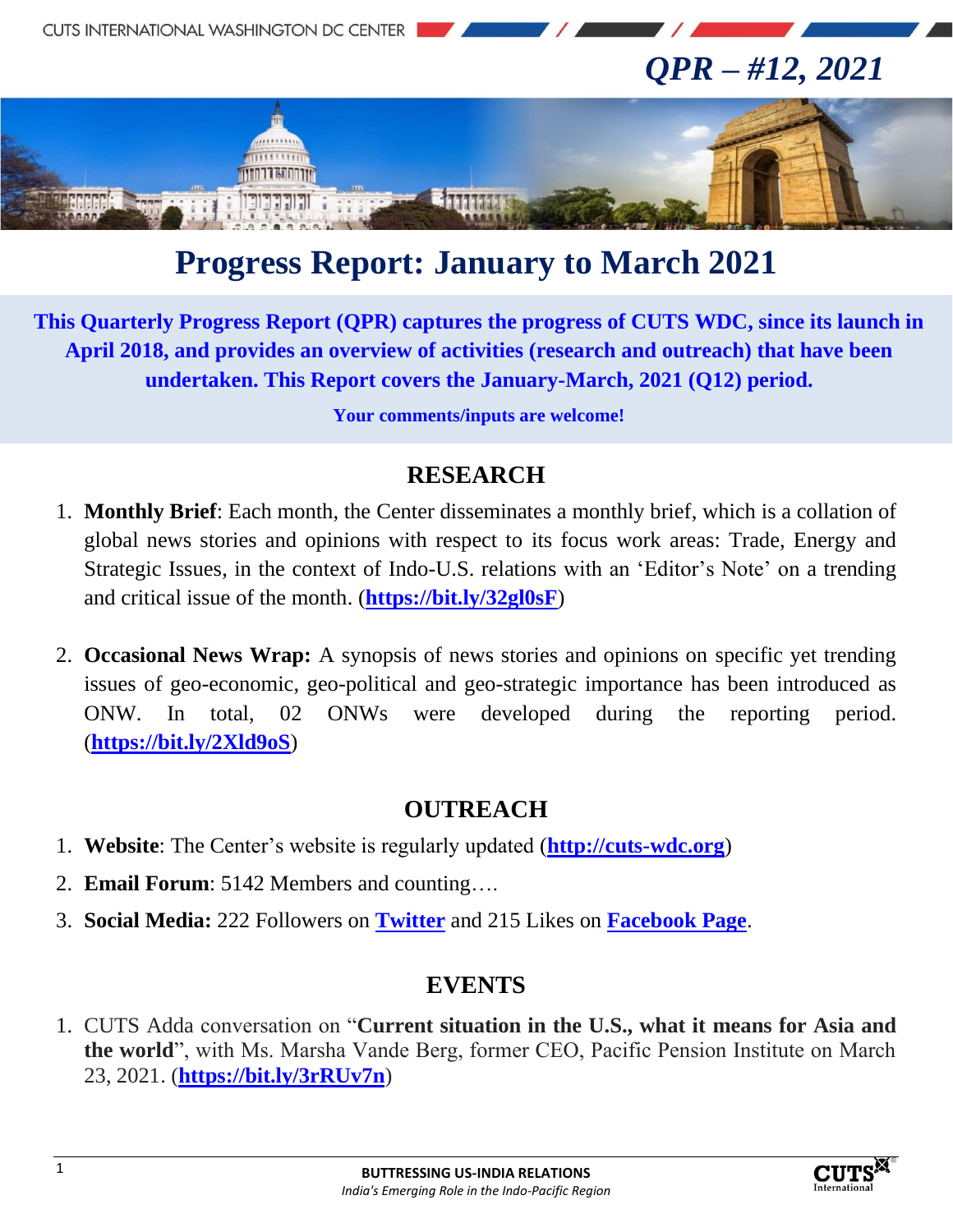# QPR – #12, 2021

# Progress Report: January to March 2021

**This Quarterly Progress Report (QPR) captures the progress of CUTS WDC, since its launch in April 2018, and provides an overview of activities (research and outreach) that have been undertaken. This Report covers the January-March, 2021 (Q12) period.**

**Your comments/inputs are welcome!**

## RESEARCH

1. **Monthly Brief**: Each month, the Center disseminates a monthly brief, which is a collation of global news stories and opinions with respect to its focus work areas: Trade, Energy and Strategic Issues, in the context of Indo-U.S. relations with an 'Editor's Note' on a trending and critical issue of the month. (**https://bit.ly/32gl0sF**)

2. **Occasional News Wrap:** A synopsis of news stories and opinions on specific yet trending issues of geo-economic, geo-political and geo-strategic importance has been introduced as ONW. In total, 02 ONWs were developed during the reporting period. (**https://bit.ly/2Xld9oS**)

## OUTREACH

1. **Website**: The Center's website is regularly updated (**http://cuts-wdc.org**)
2. **Email Forum**: 5142 Members and counting….
3. **Social Media:** 222 Followers on **Twitter** and 215 Likes on **Facebook Page**.

## EVENTS

1. CUTS Adda conversation on "**Current situation in the U.S., what it means for Asia and the world**", with Ms. Marsha Vande Berg, former CEO, Pacific Pension Institute on March 23, 2021. (**https://bit.ly/3rRUv7n**)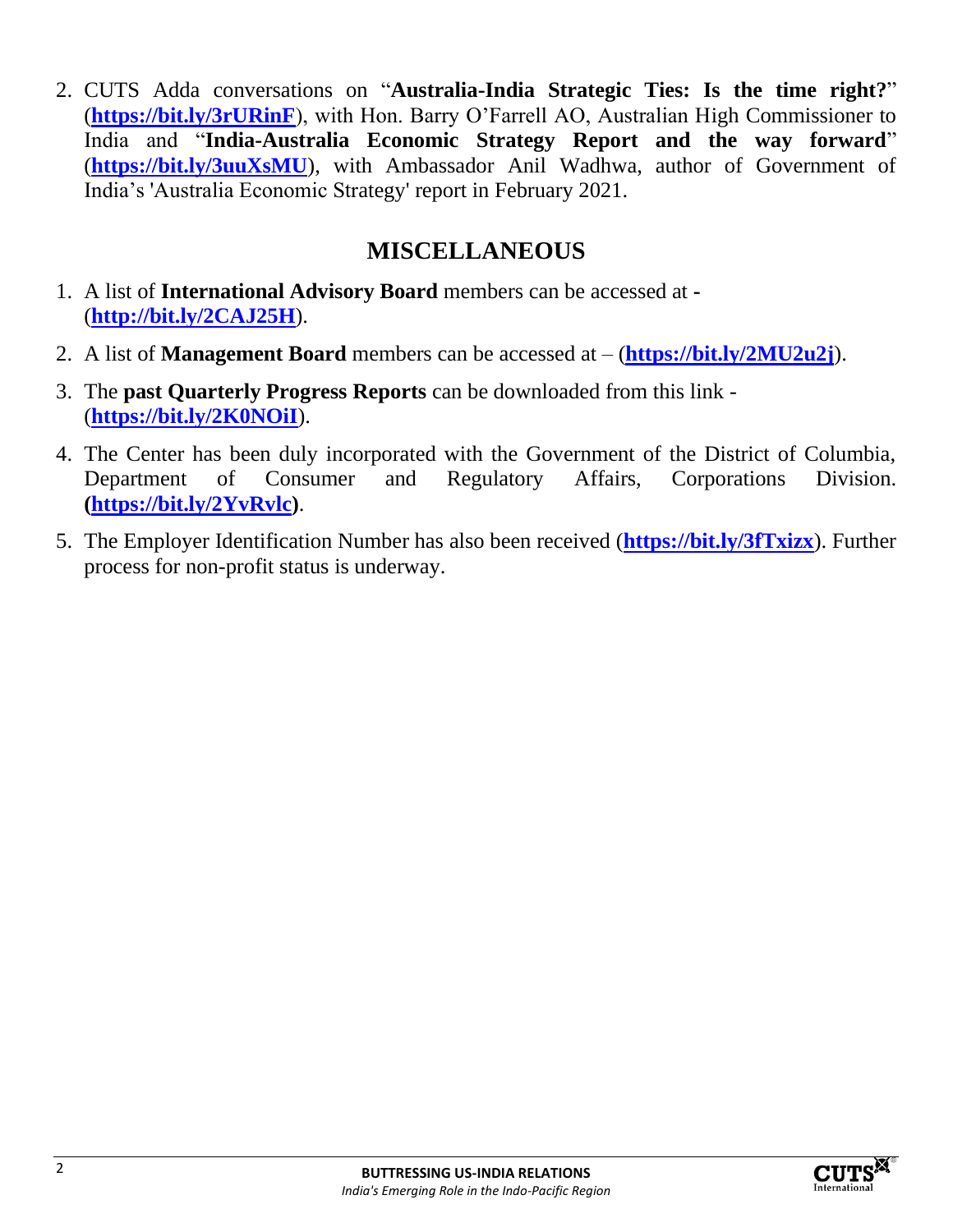2. CUTS Adda conversations on "**Australia-India Strategic Ties: Is the time right?**" (**https://bit.ly/3rURinF**), with Hon. Barry O'Farrell AO, Australian High Commissioner to India and "**India-Australia Economic Strategy Report and the way forward**" (**https://bit.ly/3uuXsMU**), with Ambassador Anil Wadhwa, author of Government of India's 'Australia Economic Strategy' report in February 2021.

## MISCELLANEOUS

1. A list of **International Advisory Board** members can be accessed at **-** (**http://bit.ly/2CAJ25H**).
2. A list of **Management Board** members can be accessed at – (**https://bit.ly/2MU2u2j**).
3. The **past Quarterly Progress Reports** can be downloaded from this link - (**https://bit.ly/2K0NOiI**).
4. The Center has been duly incorporated with the Government of the District of Columbia, Department of Consumer and Regulatory Affairs, Corporations Division. **(https://bit.ly/2YvRvlc)**.
5. The Employer Identification Number has also been received (**https://bit.ly/3fTxizx**). Further process for non-profit status is underway.